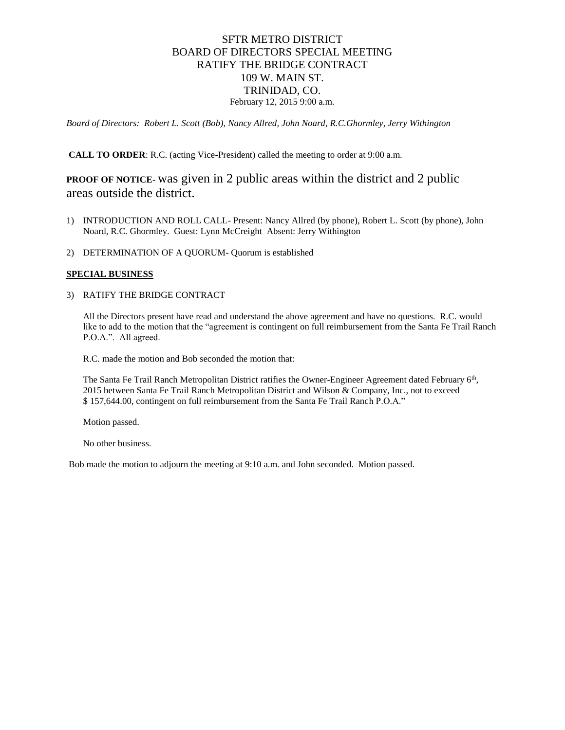# SFTR METRO DISTRICT
# BOARD OF DIRECTORS SPECIAL MEETING
# RATIFY THE BRIDGE CONTRACT
# 109 W. MAIN ST.
# TRINIDAD, CO.

February 12, 2015 9:00 a.m.

*Board of Directors: Robert L. Scott (Bob), Nancy Allred, John Noard, R.C.Ghormley, Jerry Withington*

**CALL TO ORDER**: R.C. (acting Vice-President) called the meeting to order at 9:00 a.m.

**PROOF OF NOTICE**- was given in 2 public areas within the district and 2 public areas outside the district.

1) INTRODUCTION AND ROLL CALL- Present: Nancy Allred (by phone), Robert L. Scott (by phone), John Noard, R.C. Ghormley. Guest: Lynn McCreight Absent: Jerry Withington

2) DETERMINATION OF A QUORUM- Quorum is established

**SPECIAL BUSINESS**

3) RATIFY THE BRIDGE CONTRACT

   All the Directors present have read and understand the above agreement and have no questions. R.C. would like to add to the motion that the "agreement is contingent on full reimbursement from the Santa Fe Trail Ranch P.O.A.". All agreed.

   R.C. made the motion and Bob seconded the motion that:

   The Santa Fe Trail Ranch Metropolitan District ratifies the Owner-Engineer Agreement dated February 6th, 2015 between Santa Fe Trail Ranch Metropolitan District and Wilson & Company, Inc., not to exceed $ 157,644.00, contingent on full reimbursement from the Santa Fe Trail Ranch P.O.A."

   Motion passed.

   No other business.

Bob made the motion to adjourn the meeting at 9:10 a.m. and John seconded. Motion passed.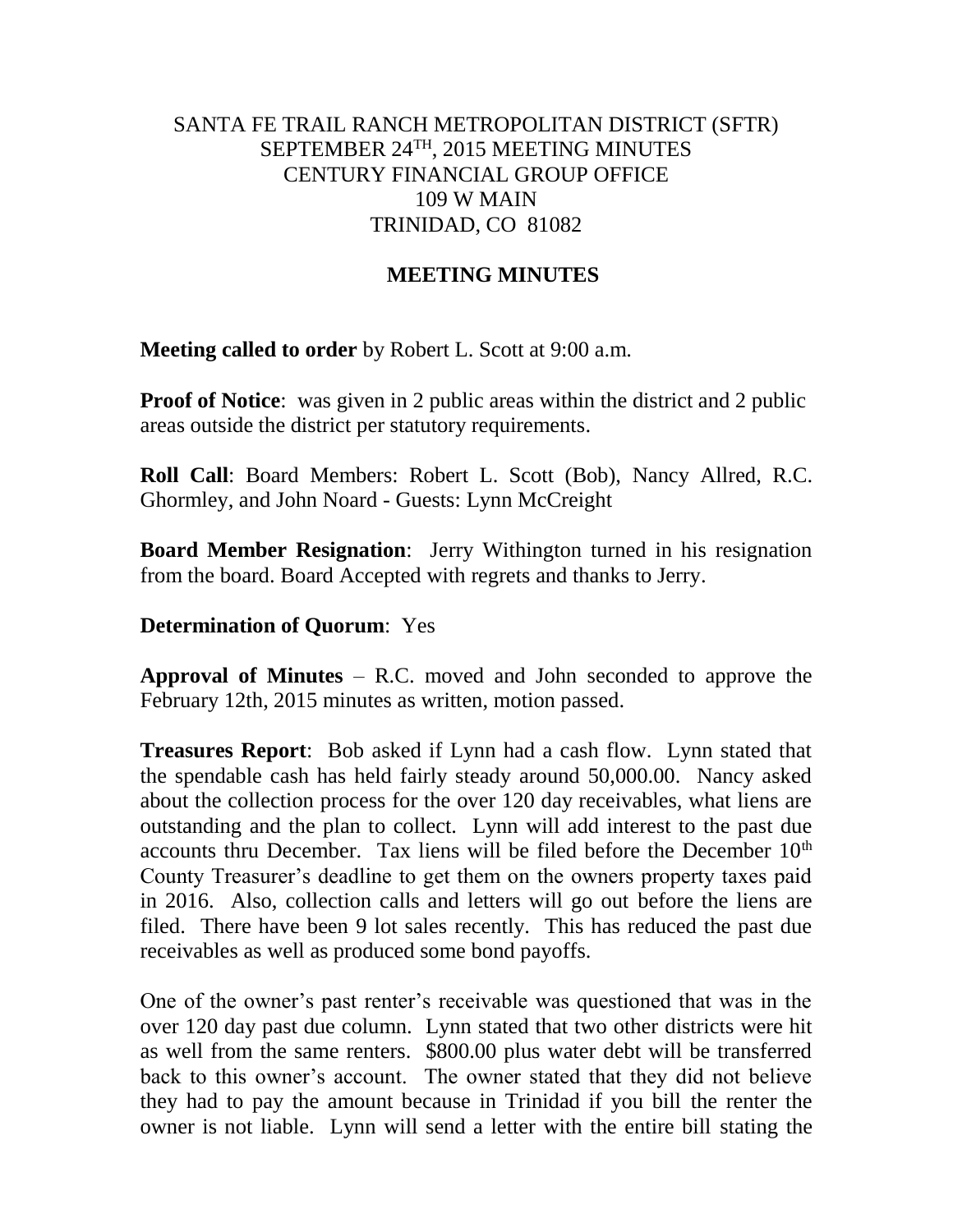SANTA FE TRAIL RANCH METROPOLITAN DISTRICT (SFTR)
SEPTEMBER 24TH, 2015 MEETING MINUTES
CENTURY FINANCIAL GROUP OFFICE
109 W MAIN
TRINIDAD, CO 81082

## MEETING MINUTES

**Meeting called to order** by Robert L. Scott at 9:00 a.m.

**Proof of Notice**: was given in 2 public areas within the district and 2 public areas outside the district per statutory requirements.

**Roll Call**: Board Members: Robert L. Scott (Bob), Nancy Allred, R.C. Ghormley, and John Noard - Guests: Lynn McCreight

**Board Member Resignation**: Jerry Withington turned in his resignation from the board. Board Accepted with regrets and thanks to Jerry.

**Determination of Quorum**: Yes

**Approval of Minutes** – R.C. moved and John seconded to approve the February 12th, 2015 minutes as written, motion passed.

**Treasures Report**: Bob asked if Lynn had a cash flow. Lynn stated that the spendable cash has held fairly steady around 50,000.00. Nancy asked about the collection process for the over 120 day receivables, what liens are outstanding and the plan to collect. Lynn will add interest to the past due accounts thru December. Tax liens will be filed before the December 10th County Treasurer's deadline to get them on the owners property taxes paid in 2016. Also, collection calls and letters will go out before the liens are filed. There have been 9 lot sales recently. This has reduced the past due receivables as well as produced some bond payoffs.

One of the owner's past renter's receivable was questioned that was in the over 120 day past due column. Lynn stated that two other districts were hit as well from the same renters. $800.00 plus water debt will be transferred back to this owner's account. The owner stated that they did not believe they had to pay the amount because in Trinidad if you bill the renter the owner is not liable. Lynn will send a letter with the entire bill stating the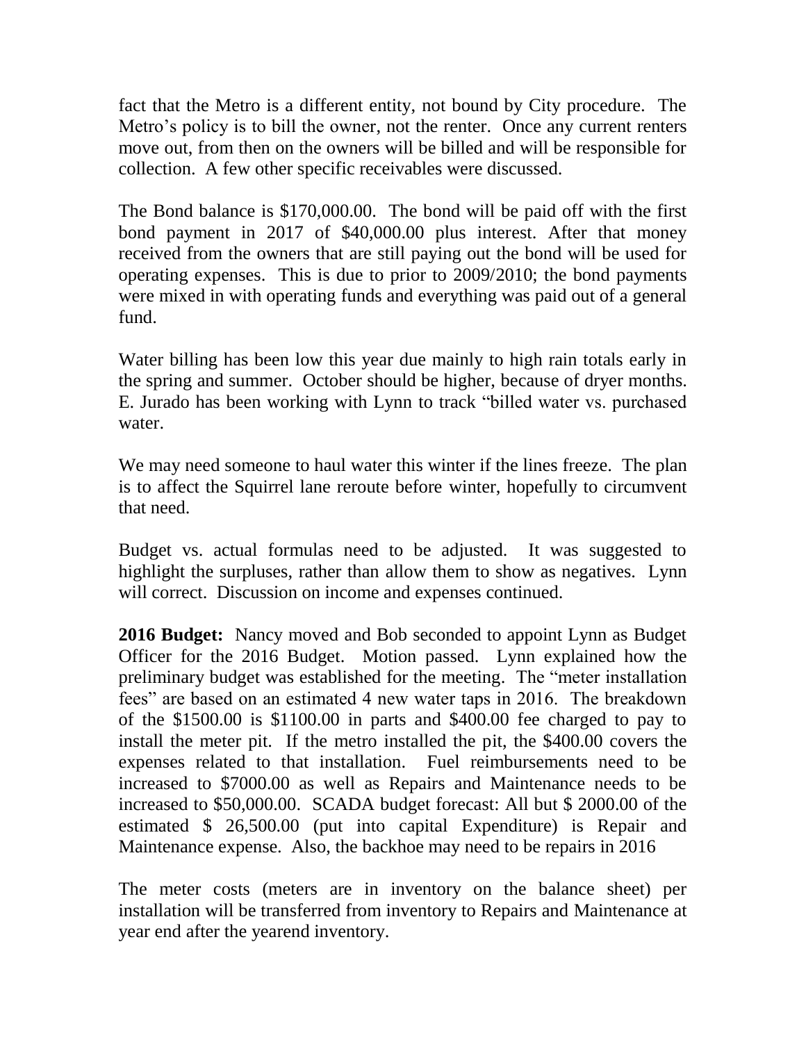fact that the Metro is a different entity, not bound by City procedure. The Metro's policy is to bill the owner, not the renter. Once any current renters move out, from then on the owners will be billed and will be responsible for collection. A few other specific receivables were discussed.

The Bond balance is $170,000.00. The bond will be paid off with the first bond payment in 2017 of $40,000.00 plus interest. After that money received from the owners that are still paying out the bond will be used for operating expenses. This is due to prior to 2009/2010; the bond payments were mixed in with operating funds and everything was paid out of a general fund.

Water billing has been low this year due mainly to high rain totals early in the spring and summer. October should be higher, because of dryer months. E. Jurado has been working with Lynn to track "billed water vs. purchased water.

We may need someone to haul water this winter if the lines freeze. The plan is to affect the Squirrel lane reroute before winter, hopefully to circumvent that need.

Budget vs. actual formulas need to be adjusted. It was suggested to highlight the surpluses, rather than allow them to show as negatives. Lynn will correct. Discussion on income and expenses continued.

**2016 Budget:** Nancy moved and Bob seconded to appoint Lynn as Budget Officer for the 2016 Budget. Motion passed. Lynn explained how the preliminary budget was established for the meeting. The "meter installation fees" are based on an estimated 4 new water taps in 2016. The breakdown of the $1500.00 is $1100.00 in parts and $400.00 fee charged to pay to install the meter pit. If the metro installed the pit, the $400.00 covers the expenses related to that installation. Fuel reimbursements need to be increased to $7000.00 as well as Repairs and Maintenance needs to be increased to $50,000.00. SCADA budget forecast: All but $ 2000.00 of the estimated $ 26,500.00 (put into capital Expenditure) is Repair and Maintenance expense. Also, the backhoe may need to be repairs in 2016

The meter costs (meters are in inventory on the balance sheet) per installation will be transferred from inventory to Repairs and Maintenance at year end after the yearend inventory.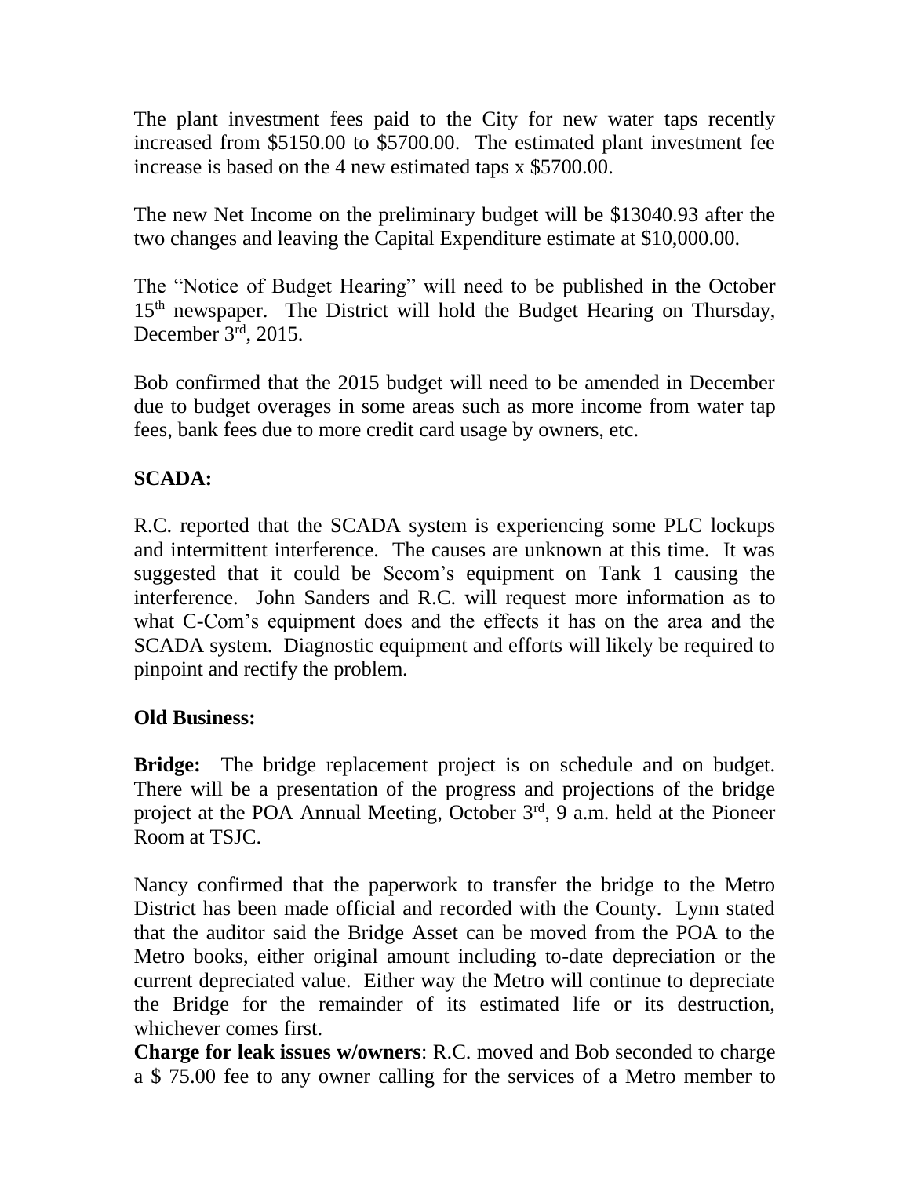The plant investment fees paid to the City for new water taps recently increased from $5150.00 to $5700.00. The estimated plant investment fee increase is based on the 4 new estimated taps x $5700.00.

The new Net Income on the preliminary budget will be $13040.93 after the two changes and leaving the Capital Expenditure estimate at $10,000.00.

The "Notice of Budget Hearing" will need to be published in the October 15th newspaper. The District will hold the Budget Hearing on Thursday, December 3rd, 2015.

Bob confirmed that the 2015 budget will need to be amended in December due to budget overages in some areas such as more income from water tap fees, bank fees due to more credit card usage by owners, etc.

**SCADA:**

R.C. reported that the SCADA system is experiencing some PLC lockups and intermittent interference. The causes are unknown at this time. It was suggested that it could be Secom's equipment on Tank 1 causing the interference. John Sanders and R.C. will request more information as to what C-Com's equipment does and the effects it has on the area and the SCADA system. Diagnostic equipment and efforts will likely be required to pinpoint and rectify the problem.

**Old Business:**

**Bridge:** The bridge replacement project is on schedule and on budget. There will be a presentation of the progress and projections of the bridge project at the POA Annual Meeting, October 3rd, 9 a.m. held at the Pioneer Room at TSJC.

Nancy confirmed that the paperwork to transfer the bridge to the Metro District has been made official and recorded with the County. Lynn stated that the auditor said the Bridge Asset can be moved from the POA to the Metro books, either original amount including to-date depreciation or the current depreciated value. Either way the Metro will continue to depreciate the Bridge for the remainder of its estimated life or its destruction, whichever comes first.

**Charge for leak issues w/owners**: R.C. moved and Bob seconded to charge a $ 75.00 fee to any owner calling for the services of a Metro member to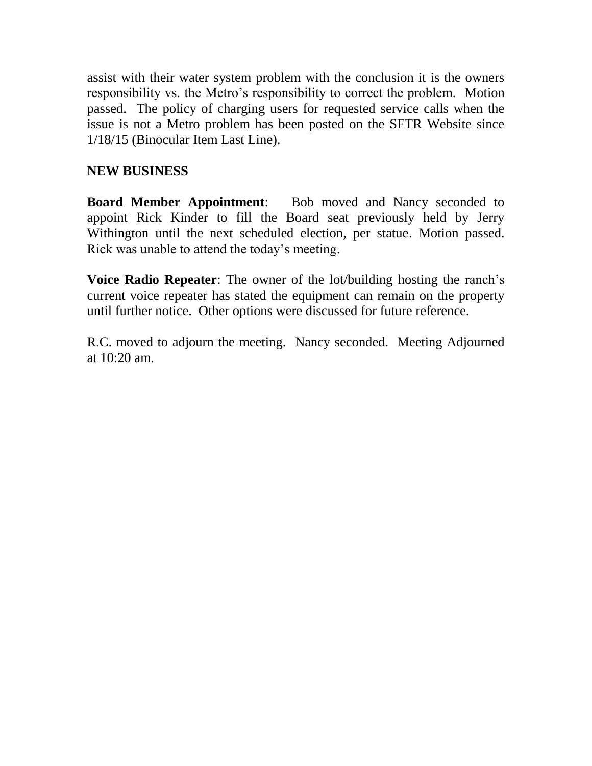assist with their water system problem with the conclusion it is the owners responsibility vs. the Metro's responsibility to correct the problem. Motion passed. The policy of charging users for requested service calls when the issue is not a Metro problem has been posted on the SFTR Website since 1/18/15 (Binocular Item Last Line).

## NEW BUSINESS

**Board Member Appointment**: Bob moved and Nancy seconded to appoint Rick Kinder to fill the Board seat previously held by Jerry Withington until the next scheduled election, per statue. Motion passed. Rick was unable to attend the today's meeting.

**Voice Radio Repeater**: The owner of the lot/building hosting the ranch's current voice repeater has stated the equipment can remain on the property until further notice. Other options were discussed for future reference.

R.C. moved to adjourn the meeting. Nancy seconded. Meeting Adjourned at 10:20 am.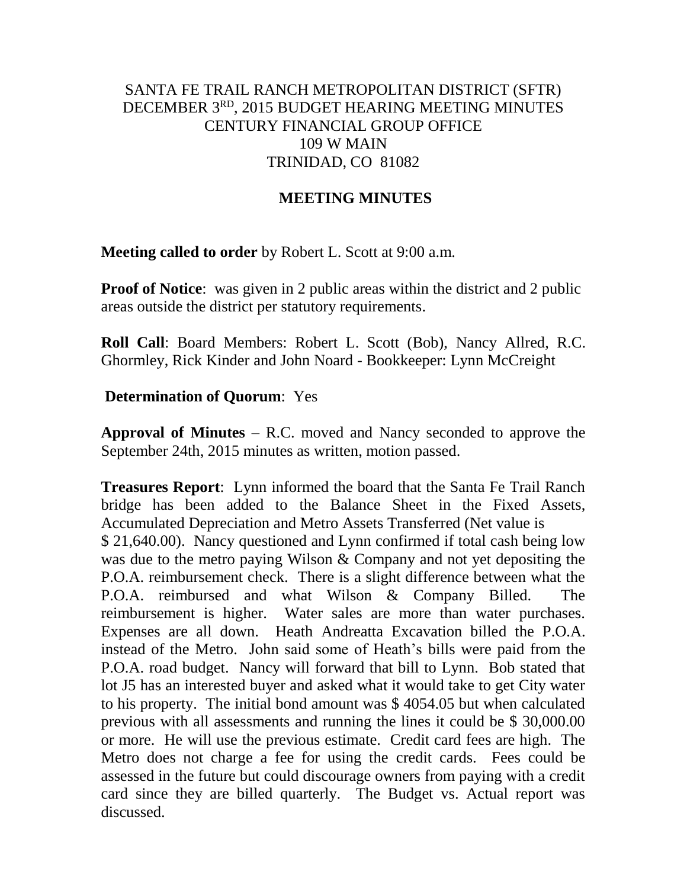SANTA FE TRAIL RANCH METROPOLITAN DISTRICT (SFTR)
DECEMBER 3RD, 2015 BUDGET HEARING MEETING MINUTES
CENTURY FINANCIAL GROUP OFFICE
109 W MAIN
TRINIDAD, CO 81082

**MEETING MINUTES**

**Meeting called to order** by Robert L. Scott at 9:00 a.m.

**Proof of Notice**: was given in 2 public areas within the district and 2 public areas outside the district per statutory requirements.

**Roll Call**: Board Members: Robert L. Scott (Bob), Nancy Allred, R.C. Ghormley, Rick Kinder and John Noard - Bookkeeper: Lynn McCreight

**Determination of Quorum**: Yes

**Approval of Minutes** – R.C. moved and Nancy seconded to approve the September 24th, 2015 minutes as written, motion passed.

**Treasures Report**: Lynn informed the board that the Santa Fe Trail Ranch bridge has been added to the Balance Sheet in the Fixed Assets, Accumulated Depreciation and Metro Assets Transferred (Net value is $ 21,640.00). Nancy questioned and Lynn confirmed if total cash being low was due to the metro paying Wilson & Company and not yet depositing the P.O.A. reimbursement check. There is a slight difference between what the P.O.A. reimbursed and what Wilson & Company Billed. The reimbursement is higher. Water sales are more than water purchases. Expenses are all down. Heath Andreatta Excavation billed the P.O.A. instead of the Metro. John said some of Heath's bills were paid from the P.O.A. road budget. Nancy will forward that bill to Lynn. Bob stated that lot J5 has an interested buyer and asked what it would take to get City water to his property. The initial bond amount was $ 4054.05 but when calculated previous with all assessments and running the lines it could be $ 30,000.00 or more. He will use the previous estimate. Credit card fees are high. The Metro does not charge a fee for using the credit cards. Fees could be assessed in the future but could discourage owners from paying with a credit card since they are billed quarterly. The Budget vs. Actual report was discussed.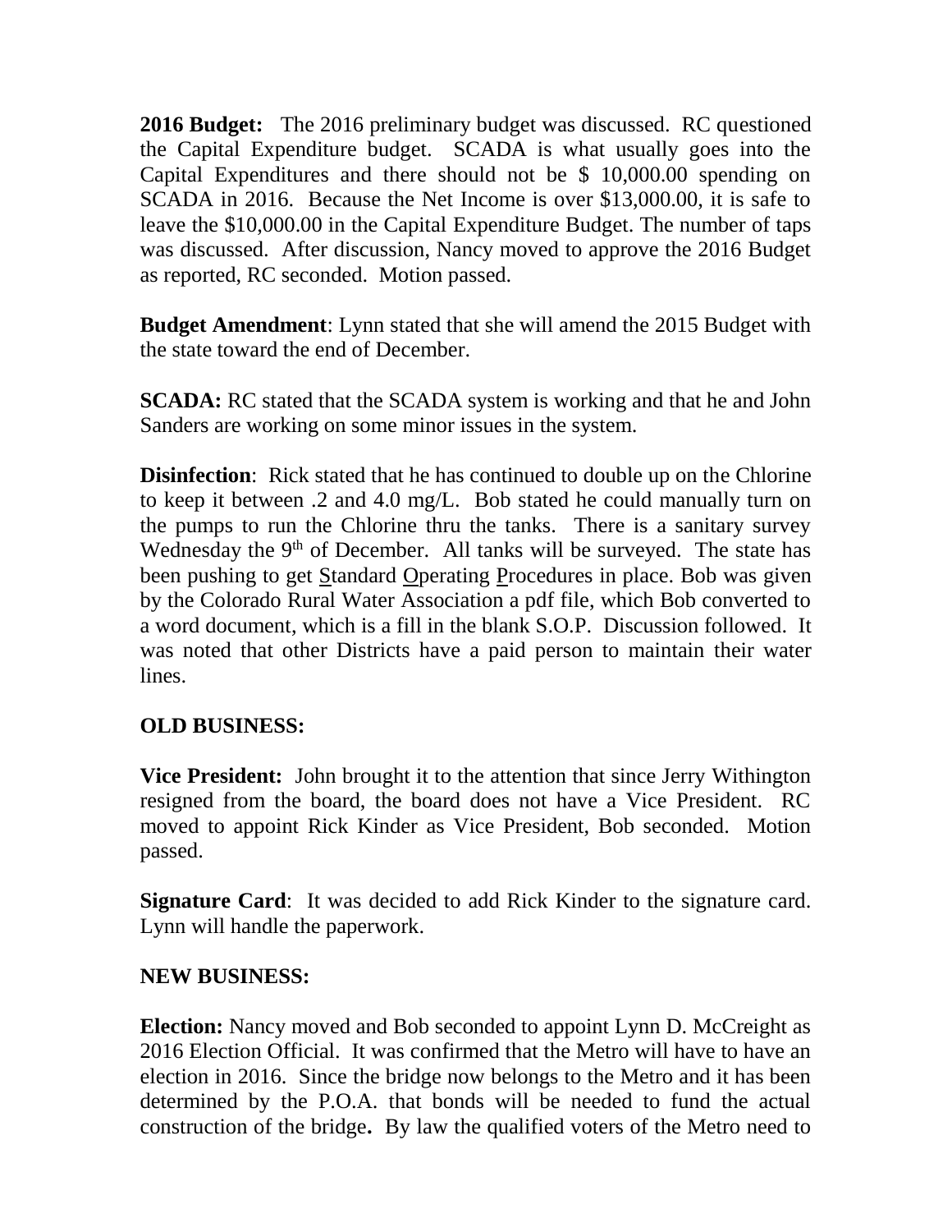**2016 Budget:** The 2016 preliminary budget was discussed. RC questioned the Capital Expenditure budget. SCADA is what usually goes into the Capital Expenditures and there should not be $ 10,000.00 spending on SCADA in 2016. Because the Net Income is over $13,000.00, it is safe to leave the $10,000.00 in the Capital Expenditure Budget. The number of taps was discussed. After discussion, Nancy moved to approve the 2016 Budget as reported, RC seconded. Motion passed.

**Budget Amendment**: Lynn stated that she will amend the 2015 Budget with the state toward the end of December.

**SCADA:** RC stated that the SCADA system is working and that he and John Sanders are working on some minor issues in the system.

**Disinfection**: Rick stated that he has continued to double up on the Chlorine to keep it between .2 and 4.0 mg/L. Bob stated he could manually turn on the pumps to run the Chlorine thru the tanks. There is a sanitary survey Wednesday the 9th of December. All tanks will be surveyed. The state has been pushing to get Standard Operating Procedures in place. Bob was given by the Colorado Rural Water Association a pdf file, which Bob converted to a word document, which is a fill in the blank S.O.P. Discussion followed. It was noted that other Districts have a paid person to maintain their water lines.

**OLD BUSINESS:**

**Vice President:** John brought it to the attention that since Jerry Withington resigned from the board, the board does not have a Vice President. RC moved to appoint Rick Kinder as Vice President, Bob seconded. Motion passed.

**Signature Card**: It was decided to add Rick Kinder to the signature card. Lynn will handle the paperwork.

**NEW BUSINESS:**

**Election:** Nancy moved and Bob seconded to appoint Lynn D. McCreight as 2016 Election Official. It was confirmed that the Metro will have to have an election in 2016. Since the bridge now belongs to the Metro and it has been determined by the P.O.A. that bonds will be needed to fund the actual construction of the bridge. By law the qualified voters of the Metro need to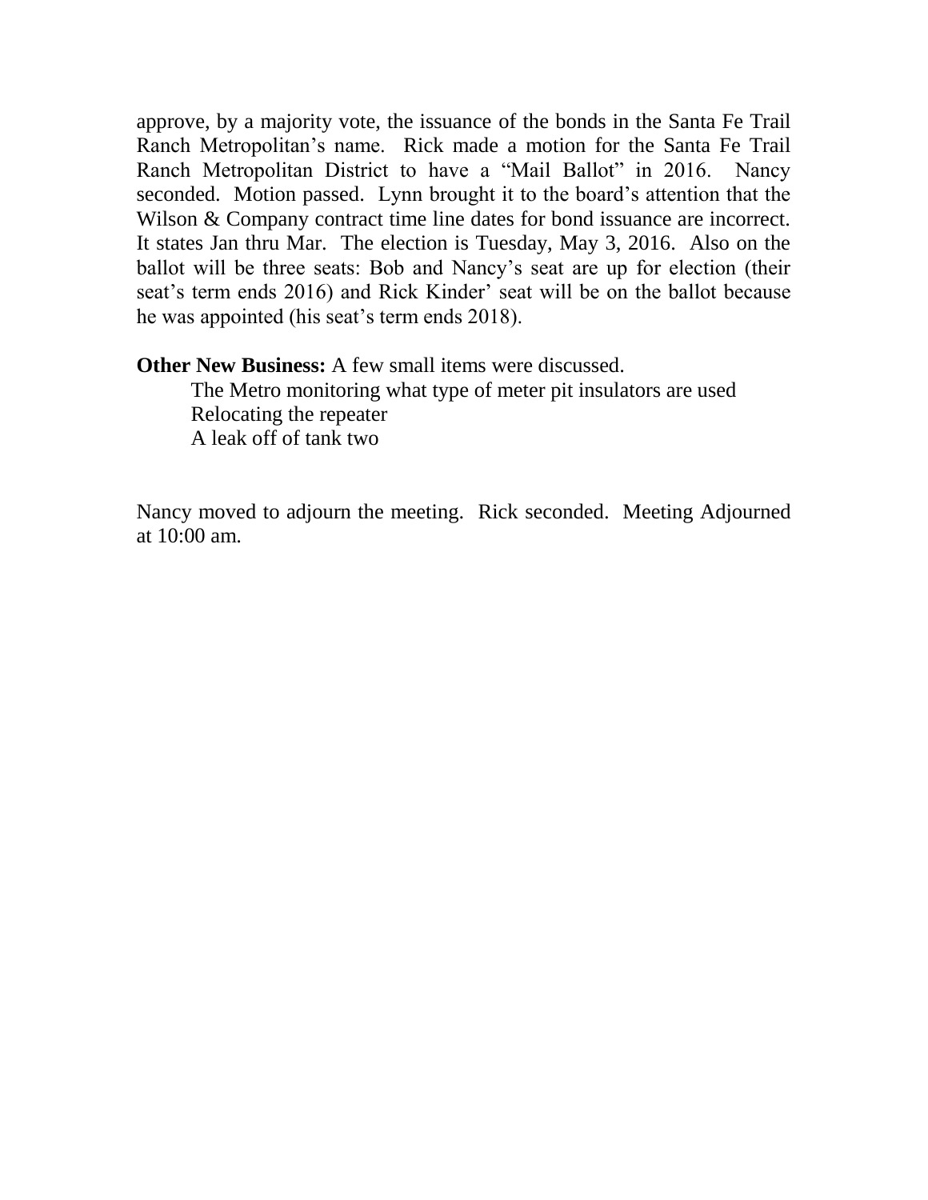approve, by a majority vote, the issuance of the bonds in the Santa Fe Trail Ranch Metropolitan's name. Rick made a motion for the Santa Fe Trail Ranch Metropolitan District to have a "Mail Ballot" in 2016. Nancy seconded. Motion passed. Lynn brought it to the board's attention that the Wilson & Company contract time line dates for bond issuance are incorrect. It states Jan thru Mar. The election is Tuesday, May 3, 2016. Also on the ballot will be three seats: Bob and Nancy's seat are up for election (their seat's term ends 2016) and Rick Kinder' seat will be on the ballot because he was appointed (his seat's term ends 2018).

**Other New Business:** A few small items were discussed.

The Metro monitoring what type of meter pit insulators are used
Relocating the repeater
A leak off of tank two

Nancy moved to adjourn the meeting. Rick seconded. Meeting Adjourned at 10:00 am.